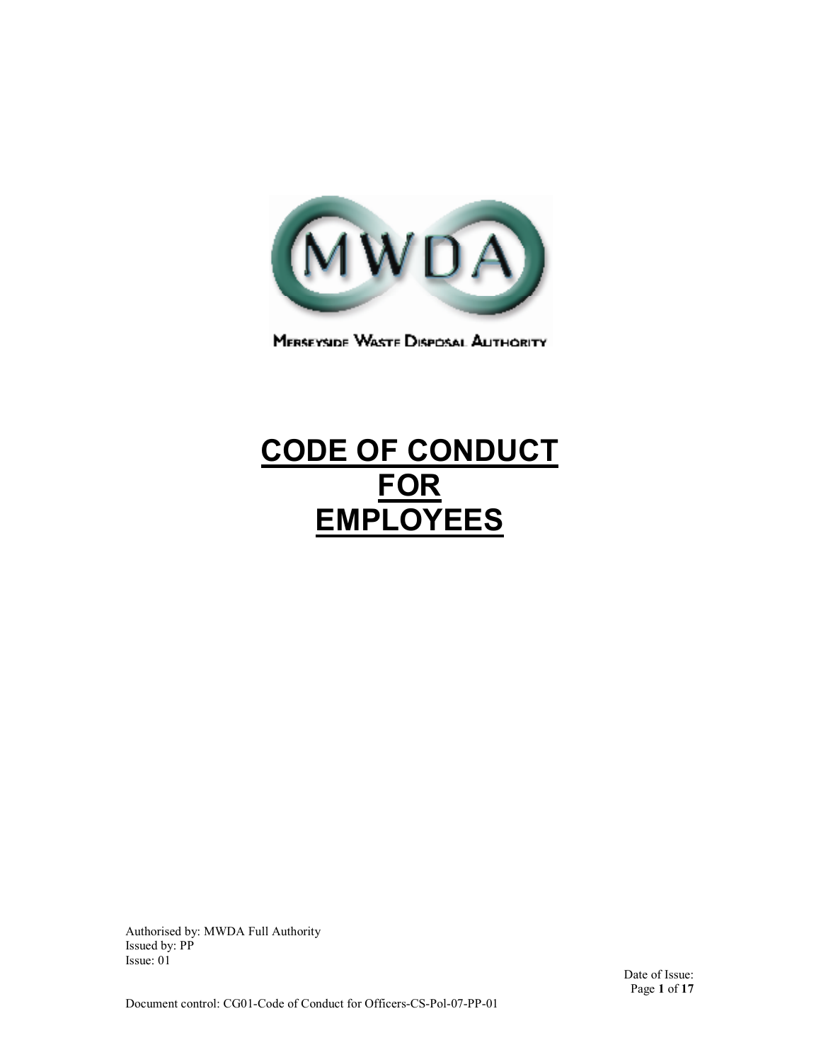MWDA

Merseyside Waste Disposal Authority

# CODE OF CONDUCT FOR EMPLOYEES

Authorised by: MWDA Full Authority
Issued by: PP
Issue: 01

Date of Issue:

Document control: CG01-Code of Conduct for Officers-CS-Pol-07-PP-01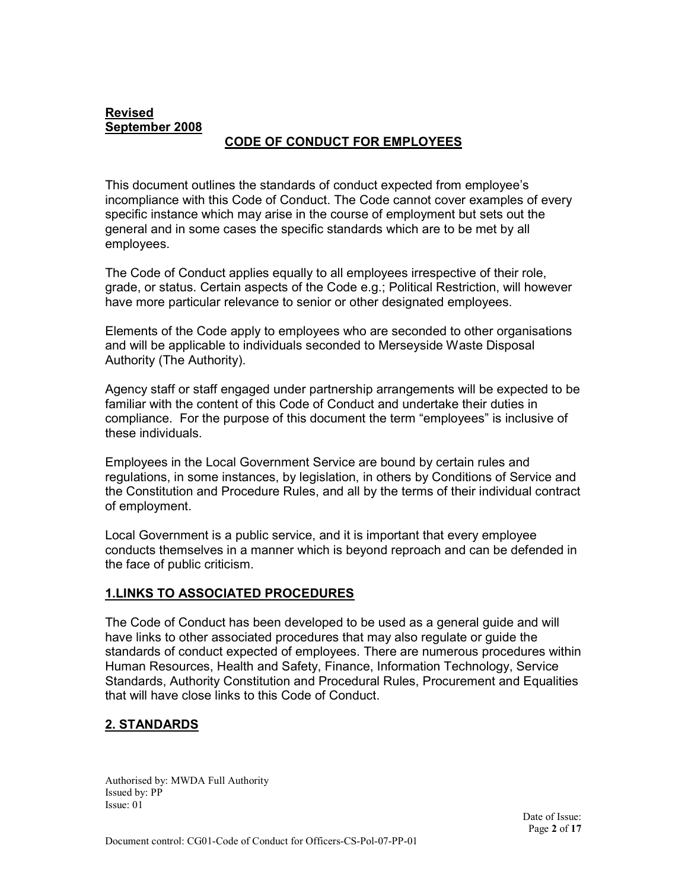**Revised September 2008**

## CODE OF CONDUCT FOR EMPLOYEES

This document outlines the standards of conduct expected from employee's incompliance with this Code of Conduct. The Code cannot cover examples of every specific instance which may arise in the course of employment but sets out the general and in some cases the specific standards which are to be met by all employees.

The Code of Conduct applies equally to all employees irrespective of their role, grade, or status. Certain aspects of the Code e.g.; Political Restriction, will however have more particular relevance to senior or other designated employees.

Elements of the Code apply to employees who are seconded to other organisations and will be applicable to individuals seconded to Merseyside Waste Disposal Authority (The Authority).

Agency staff or staff engaged under partnership arrangements will be expected to be familiar with the content of this Code of Conduct and undertake their duties in compliance. For the purpose of this document the term "employees" is inclusive of these individuals.

Employees in the Local Government Service are bound by certain rules and regulations, in some instances, by legislation, in others by Conditions of Service and the Constitution and Procedure Rules, and all by the terms of their individual contract of employment.

Local Government is a public service, and it is important that every employee conducts themselves in a manner which is beyond reproach and can be defended in the face of public criticism.

## 1.LINKS TO ASSOCIATED PROCEDURES

The Code of Conduct has been developed to be used as a general guide and will have links to other associated procedures that may also regulate or guide the standards of conduct expected of employees. There are numerous procedures within Human Resources, Health and Safety, Finance, Information Technology, Service Standards, Authority Constitution and Procedural Rules, Procurement and Equalities that will have close links to this Code of Conduct.

## 2. STANDARDS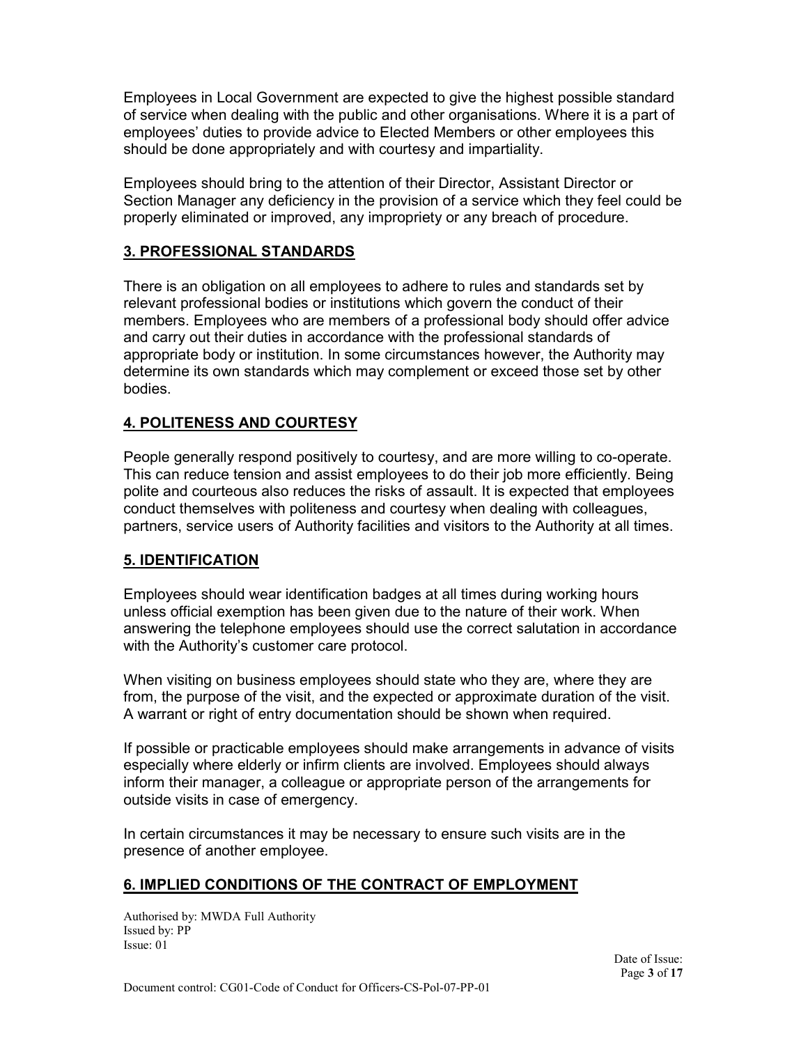Employees in Local Government are expected to give the highest possible standard of service when dealing with the public and other organisations. Where it is a part of employees' duties to provide advice to Elected Members or other employees this should be done appropriately and with courtesy and impartiality.

Employees should bring to the attention of their Director, Assistant Director or Section Manager any deficiency in the provision of a service which they feel could be properly eliminated or improved, any impropriety or any breach of procedure.

## 3. PROFESSIONAL STANDARDS

There is an obligation on all employees to adhere to rules and standards set by relevant professional bodies or institutions which govern the conduct of their members. Employees who are members of a professional body should offer advice and carry out their duties in accordance with the professional standards of appropriate body or institution. In some circumstances however, the Authority may determine its own standards which may complement or exceed those set by other bodies.

## 4. POLITENESS AND COURTESY

People generally respond positively to courtesy, and are more willing to co-operate. This can reduce tension and assist employees to do their job more efficiently. Being polite and courteous also reduces the risks of assault. It is expected that employees conduct themselves with politeness and courtesy when dealing with colleagues, partners, service users of Authority facilities and visitors to the Authority at all times.

## 5. IDENTIFICATION

Employees should wear identification badges at all times during working hours unless official exemption has been given due to the nature of their work. When answering the telephone employees should use the correct salutation in accordance with the Authority's customer care protocol.

When visiting on business employees should state who they are, where they are from, the purpose of the visit, and the expected or approximate duration of the visit. A warrant or right of entry documentation should be shown when required.

If possible or practicable employees should make arrangements in advance of visits especially where elderly or infirm clients are involved. Employees should always inform their manager, a colleague or appropriate person of the arrangements for outside visits in case of emergency.

In certain circumstances it may be necessary to ensure such visits are in the presence of another employee.

## 6. IMPLIED CONDITIONS OF THE CONTRACT OF EMPLOYMENT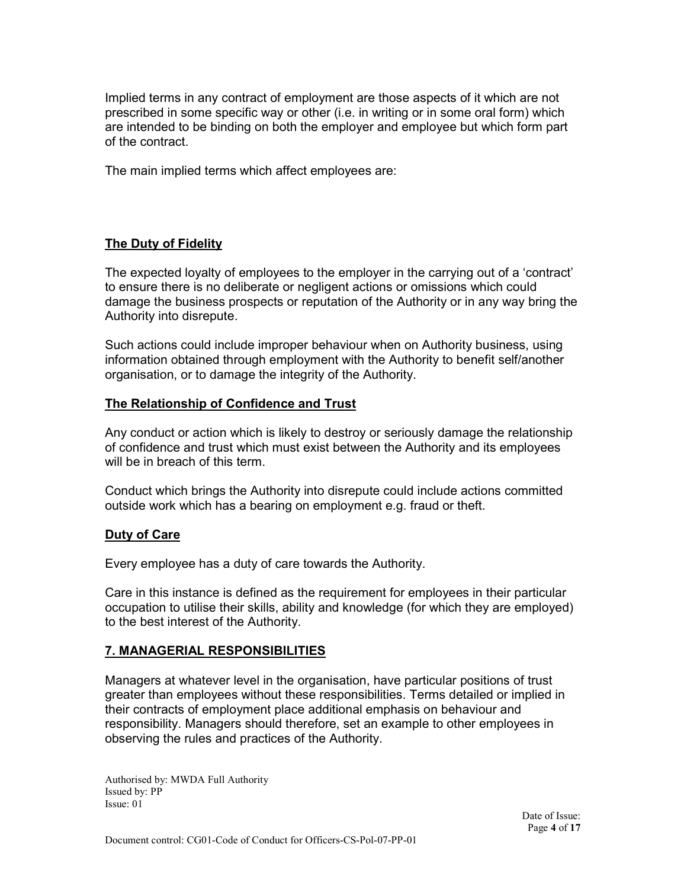Implied terms in any contract of employment are those aspects of it which are not prescribed in some specific way or other (i.e. in writing or in some oral form) which are intended to be binding on both the employer and employee but which form part of the contract.

The main implied terms which affect employees are:

**The Duty of Fidelity**

The expected loyalty of employees to the employer in the carrying out of a 'contract' to ensure there is no deliberate or negligent actions or omissions which could damage the business prospects or reputation of the Authority or in any way bring the Authority into disrepute.

Such actions could include improper behaviour when on Authority business, using information obtained through employment with the Authority to benefit self/another organisation, or to damage the integrity of the Authority.

**The Relationship of Confidence and Trust**

Any conduct or action which is likely to destroy or seriously damage the relationship of confidence and trust which must exist between the Authority and its employees will be in breach of this term.

Conduct which brings the Authority into disrepute could include actions committed outside work which has a bearing on employment e.g. fraud or theft.

**Duty of Care**

Every employee has a duty of care towards the Authority.

Care in this instance is defined as the requirement for employees in their particular occupation to utilise their skills, ability and knowledge (for which they are employed) to the best interest of the Authority.

## 7. MANAGERIAL RESPONSIBILITIES

Managers at whatever level in the organisation, have particular positions of trust greater than employees without these responsibilities. Terms detailed or implied in their contracts of employment place additional emphasis on behaviour and responsibility. Managers should therefore, set an example to other employees in observing the rules and practices of the Authority.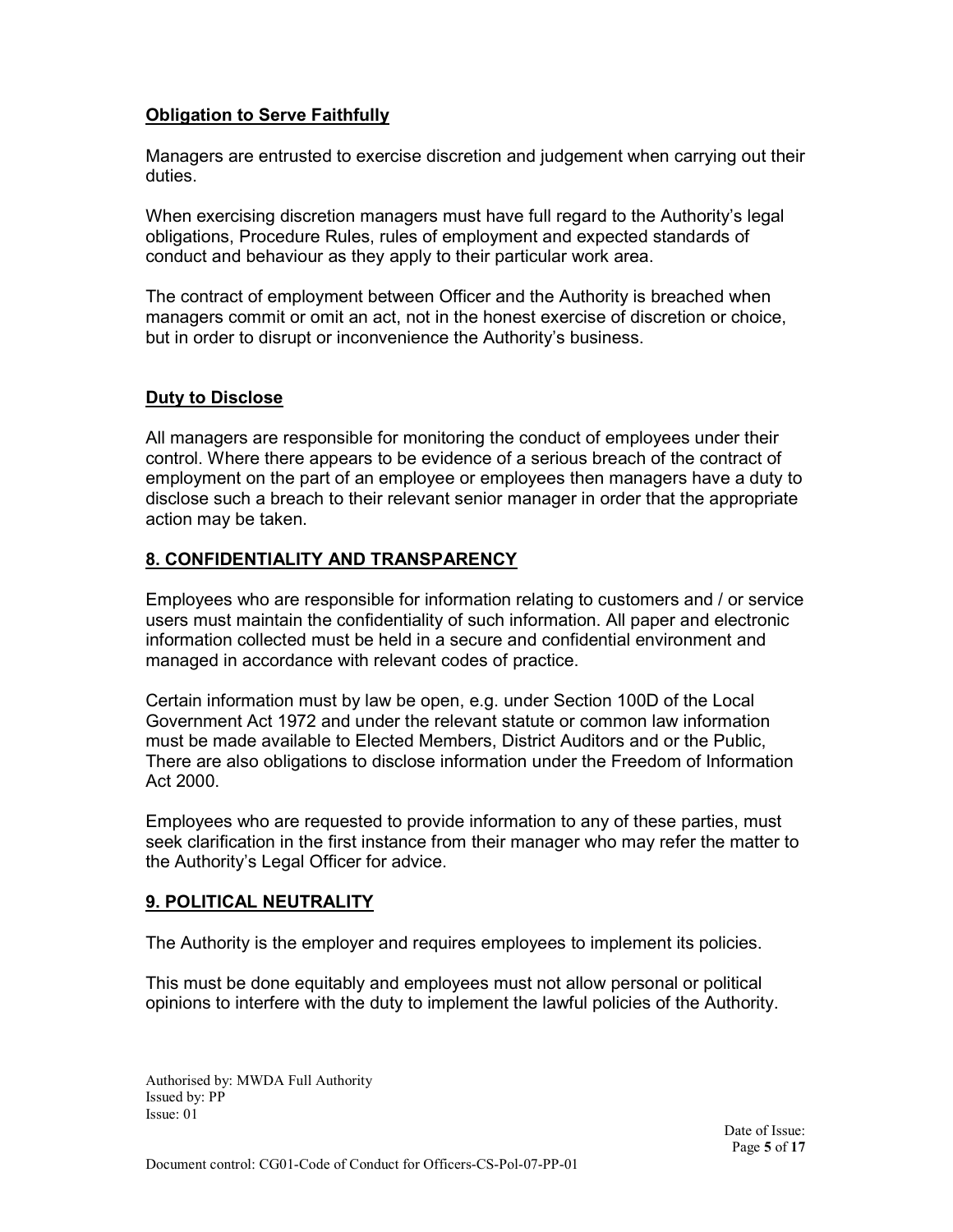**Obligation to Serve Faithfully**

Managers are entrusted to exercise discretion and judgement when carrying out their duties.

When exercising discretion managers must have full regard to the Authority's legal obligations, Procedure Rules, rules of employment and expected standards of conduct and behaviour as they apply to their particular work area.

The contract of employment between Officer and the Authority is breached when managers commit or omit an act, not in the honest exercise of discretion or choice, but in order to disrupt or inconvenience the Authority's business.

**Duty to Disclose**

All managers are responsible for monitoring the conduct of employees under their control. Where there appears to be evidence of a serious breach of the contract of employment on the part of an employee or employees then managers have a duty to disclose such a breach to their relevant senior manager in order that the appropriate action may be taken.

## 8. CONFIDENTIALITY AND TRANSPARENCY

Employees who are responsible for information relating to customers and / or service users must maintain the confidentiality of such information. All paper and electronic information collected must be held in a secure and confidential environment and managed in accordance with relevant codes of practice.

Certain information must by law be open, e.g. under Section 100D of the Local Government Act 1972 and under the relevant statute or common law information must be made available to Elected Members, District Auditors and or the Public, There are also obligations to disclose information under the Freedom of Information Act 2000.

Employees who are requested to provide information to any of these parties, must seek clarification in the first instance from their manager who may refer the matter to the Authority's Legal Officer for advice.

## 9. POLITICAL NEUTRALITY

The Authority is the employer and requires employees to implement its policies.

This must be done equitably and employees must not allow personal or political opinions to interfere with the duty to implement the lawful policies of the Authority.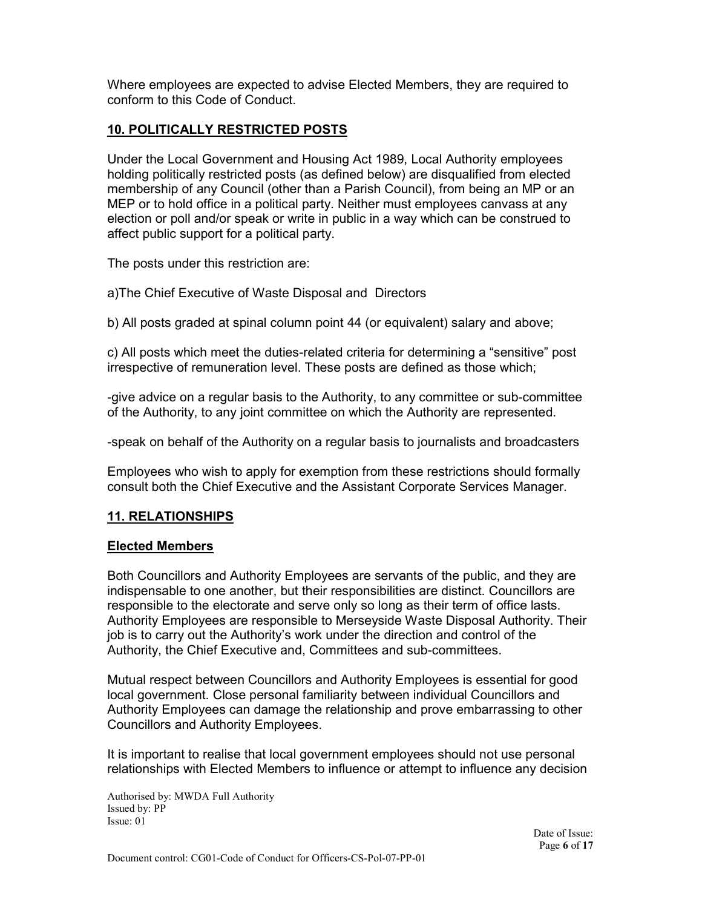Where employees are expected to advise Elected Members, they are required to conform to this Code of Conduct.

## 10. POLITICALLY RESTRICTED POSTS

Under the Local Government and Housing Act 1989, Local Authority employees holding politically restricted posts (as defined below) are disqualified from elected membership of any Council (other than a Parish Council), from being an MP or an MEP or to hold office in a political party. Neither must employees canvass at any election or poll and/or speak or write in public in a way which can be construed to affect public support for a political party.

The posts under this restriction are:

a)The Chief Executive of Waste Disposal and Directors

b) All posts graded at spinal column point 44 (or equivalent) salary and above;

c) All posts which meet the duties-related criteria for determining a "sensitive" post irrespective of remuneration level. These posts are defined as those which;

-give advice on a regular basis to the Authority, to any committee or sub-committee of the Authority, to any joint committee on which the Authority are represented.

-speak on behalf of the Authority on a regular basis to journalists and broadcasters

Employees who wish to apply for exemption from these restrictions should formally consult both the Chief Executive and the Assistant Corporate Services Manager.

## 11. RELATIONSHIPS

### Elected Members

Both Councillors and Authority Employees are servants of the public, and they are indispensable to one another, but their responsibilities are distinct. Councillors are responsible to the electorate and serve only so long as their term of office lasts. Authority Employees are responsible to Merseyside Waste Disposal Authority. Their job is to carry out the Authority's work under the direction and control of the Authority, the Chief Executive and, Committees and sub-committees.

Mutual respect between Councillors and Authority Employees is essential for good local government. Close personal familiarity between individual Councillors and Authority Employees can damage the relationship and prove embarrassing to other Councillors and Authority Employees.

It is important to realise that local government employees should not use personal relationships with Elected Members to influence or attempt to influence any decision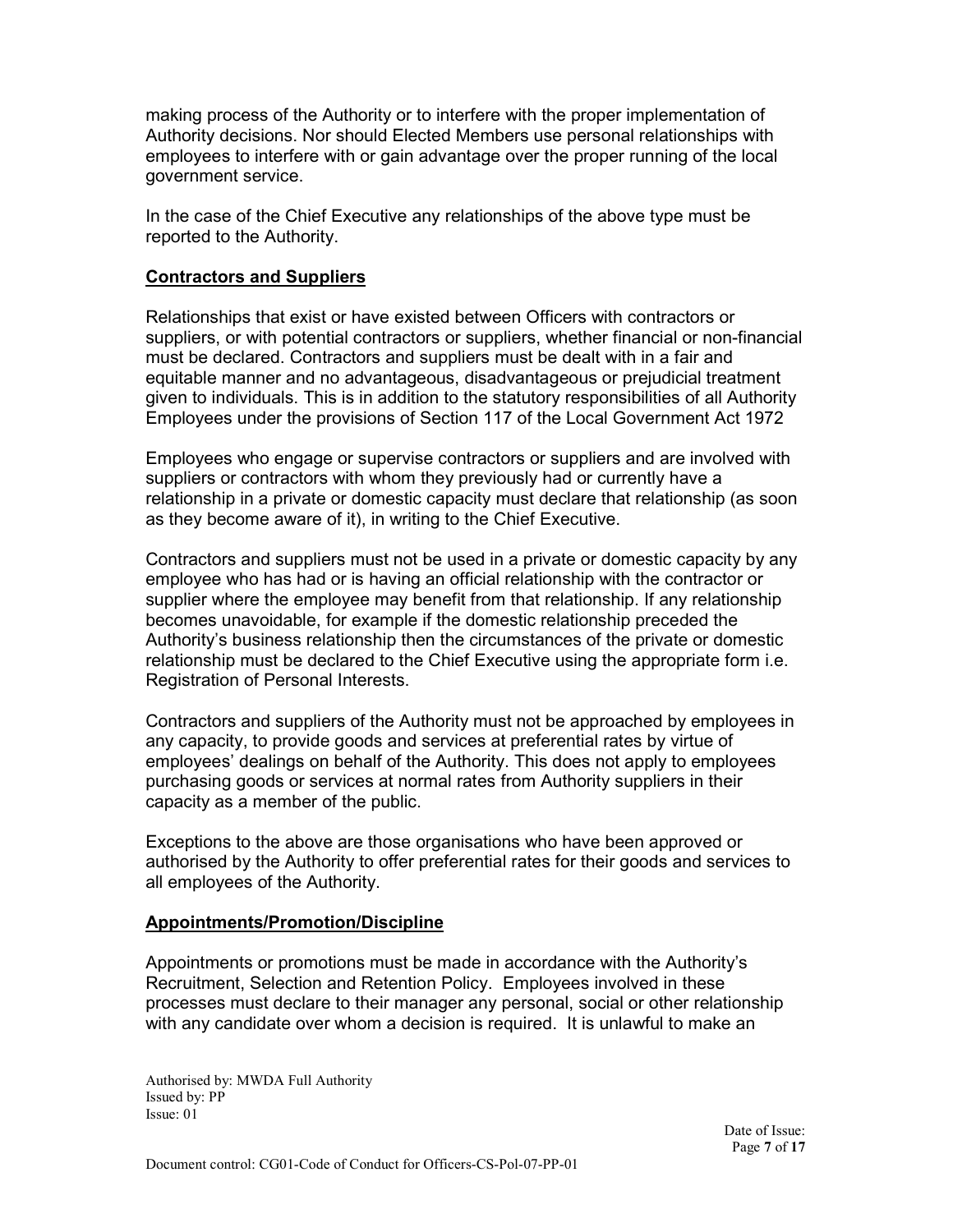making process of the Authority or to interfere with the proper implementation of Authority decisions. Nor should Elected Members use personal relationships with employees to interfere with or gain advantage over the proper running of the local government service.

In the case of the Chief Executive any relationships of the above type must be reported to the Authority.

**Contractors and Suppliers**

Relationships that exist or have existed between Officers with contractors or suppliers, or with potential contractors or suppliers, whether financial or non-financial must be declared. Contractors and suppliers must be dealt with in a fair and equitable manner and no advantageous, disadvantageous or prejudicial treatment given to individuals. This is in addition to the statutory responsibilities of all Authority Employees under the provisions of Section 117 of the Local Government Act 1972

Employees who engage or supervise contractors or suppliers and are involved with suppliers or contractors with whom they previously had or currently have a relationship in a private or domestic capacity must declare that relationship (as soon as they become aware of it), in writing to the Chief Executive.

Contractors and suppliers must not be used in a private or domestic capacity by any employee who has had or is having an official relationship with the contractor or supplier where the employee may benefit from that relationship. If any relationship becomes unavoidable, for example if the domestic relationship preceded the Authority's business relationship then the circumstances of the private or domestic relationship must be declared to the Chief Executive using the appropriate form i.e. Registration of Personal Interests.

Contractors and suppliers of the Authority must not be approached by employees in any capacity, to provide goods and services at preferential rates by virtue of employees' dealings on behalf of the Authority. This does not apply to employees purchasing goods or services at normal rates from Authority suppliers in their capacity as a member of the public.

Exceptions to the above are those organisations who have been approved or authorised by the Authority to offer preferential rates for their goods and services to all employees of the Authority.

**Appointments/Promotion/Discipline**

Appointments or promotions must be made in accordance with the Authority's Recruitment, Selection and Retention Policy. Employees involved in these processes must declare to their manager any personal, social or other relationship with any candidate over whom a decision is required. It is unlawful to make an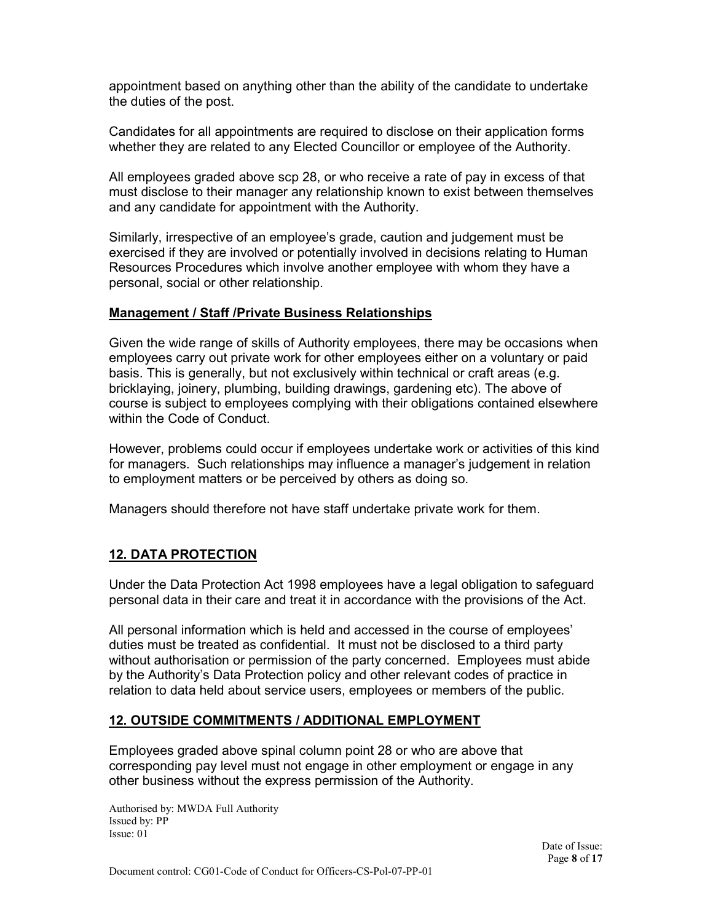appointment based on anything other than the ability of the candidate to undertake the duties of the post.

Candidates for all appointments are required to disclose on their application forms whether they are related to any Elected Councillor or employee of the Authority.

All employees graded above scp 28, or who receive a rate of pay in excess of that must disclose to their manager any relationship known to exist between themselves and any candidate for appointment with the Authority.

Similarly, irrespective of an employee's grade, caution and judgement must be exercised if they are involved or potentially involved in decisions relating to Human Resources Procedures which involve another employee with whom they have a personal, social or other relationship.

### Management / Staff /Private Business Relationships

Given the wide range of skills of Authority employees, there may be occasions when employees carry out private work for other employees either on a voluntary or paid basis. This is generally, but not exclusively within technical or craft areas (e.g. bricklaying, joinery, plumbing, building drawings, gardening etc). The above of course is subject to employees complying with their obligations contained elsewhere within the Code of Conduct.

However, problems could occur if employees undertake work or activities of this kind for managers. Such relationships may influence a manager's judgement in relation to employment matters or be perceived by others as doing so.

Managers should therefore not have staff undertake private work for them.

## 12. DATA PROTECTION

Under the Data Protection Act 1998 employees have a legal obligation to safeguard personal data in their care and treat it in accordance with the provisions of the Act.

All personal information which is held and accessed in the course of employees' duties must be treated as confidential. It must not be disclosed to a third party without authorisation or permission of the party concerned. Employees must abide by the Authority's Data Protection policy and other relevant codes of practice in relation to data held about service users, employees or members of the public.

## 12. OUTSIDE COMMITMENTS / ADDITIONAL EMPLOYMENT

Employees graded above spinal column point 28 or who are above that corresponding pay level must not engage in other employment or engage in any other business without the express permission of the Authority.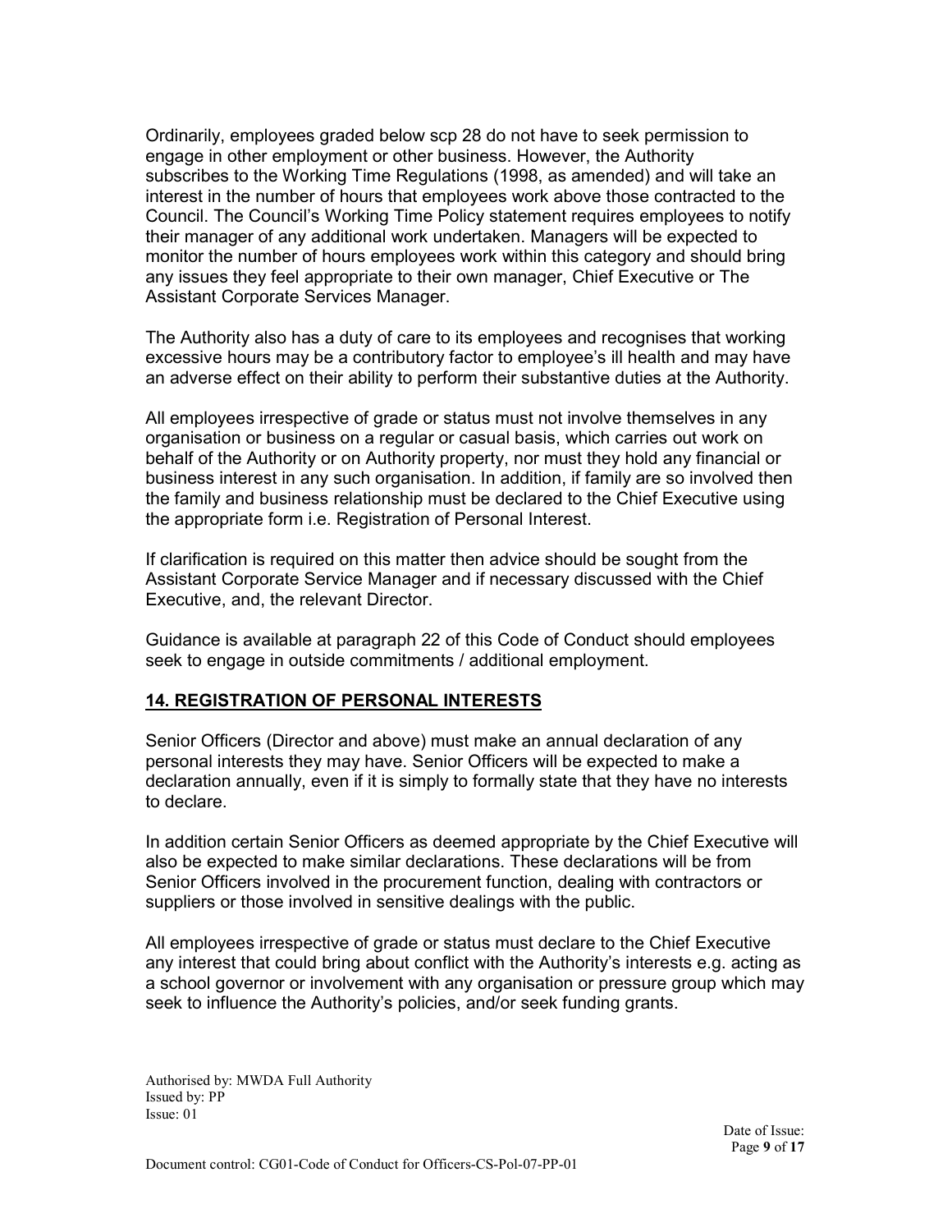Ordinarily, employees graded below scp 28 do not have to seek permission to engage in other employment or other business. However, the Authority subscribes to the Working Time Regulations (1998, as amended) and will take an interest in the number of hours that employees work above those contracted to the Council. The Council's Working Time Policy statement requires employees to notify their manager of any additional work undertaken. Managers will be expected to monitor the number of hours employees work within this category and should bring any issues they feel appropriate to their own manager, Chief Executive or The Assistant Corporate Services Manager.

The Authority also has a duty of care to its employees and recognises that working excessive hours may be a contributory factor to employee's ill health and may have an adverse effect on their ability to perform their substantive duties at the Authority.

All employees irrespective of grade or status must not involve themselves in any organisation or business on a regular or casual basis, which carries out work on behalf of the Authority or on Authority property, nor must they hold any financial or business interest in any such organisation. In addition, if family are so involved then the family and business relationship must be declared to the Chief Executive using the appropriate form i.e. Registration of Personal Interest.

If clarification is required on this matter then advice should be sought from the Assistant Corporate Service Manager and if necessary discussed with the Chief Executive, and, the relevant Director.

Guidance is available at paragraph 22 of this Code of Conduct should employees seek to engage in outside commitments / additional employment.

## 14. REGISTRATION OF PERSONAL INTERESTS

Senior Officers (Director and above) must make an annual declaration of any personal interests they may have. Senior Officers will be expected to make a declaration annually, even if it is simply to formally state that they have no interests to declare.

In addition certain Senior Officers as deemed appropriate by the Chief Executive will also be expected to make similar declarations. These declarations will be from Senior Officers involved in the procurement function, dealing with contractors or suppliers or those involved in sensitive dealings with the public.

All employees irrespective of grade or status must declare to the Chief Executive any interest that could bring about conflict with the Authority's interests e.g. acting as a school governor or involvement with any organisation or pressure group which may seek to influence the Authority's policies, and/or seek funding grants.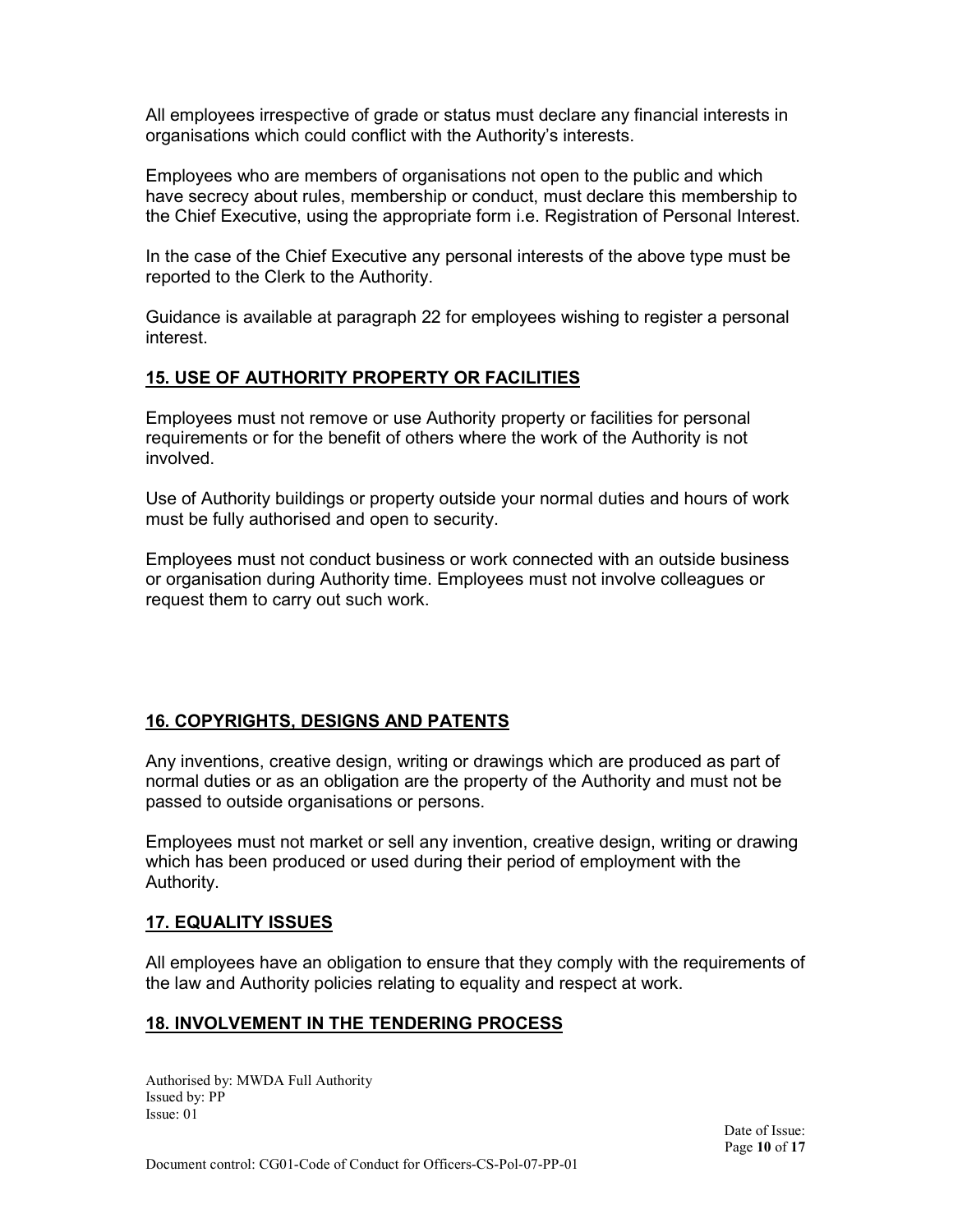All employees irrespective of grade or status must declare any financial interests in organisations which could conflict with the Authority's interests.

Employees who are members of organisations not open to the public and which have secrecy about rules, membership or conduct, must declare this membership to the Chief Executive, using the appropriate form i.e. Registration of Personal Interest.

In the case of the Chief Executive any personal interests of the above type must be reported to the Clerk to the Authority.

Guidance is available at paragraph 22 for employees wishing to register a personal interest.

## 15. USE OF AUTHORITY PROPERTY OR FACILITIES

Employees must not remove or use Authority property or facilities for personal requirements or for the benefit of others where the work of the Authority is not involved.

Use of Authority buildings or property outside your normal duties and hours of work must be fully authorised and open to security.

Employees must not conduct business or work connected with an outside business or organisation during Authority time. Employees must not involve colleagues or request them to carry out such work.

## 16. COPYRIGHTS, DESIGNS AND PATENTS

Any inventions, creative design, writing or drawings which are produced as part of normal duties or as an obligation are the property of the Authority and must not be passed to outside organisations or persons.

Employees must not market or sell any invention, creative design, writing or drawing which has been produced or used during their period of employment with the Authority.

## 17. EQUALITY ISSUES

All employees have an obligation to ensure that they comply with the requirements of the law and Authority policies relating to equality and respect at work.

## 18. INVOLVEMENT IN THE TENDERING PROCESS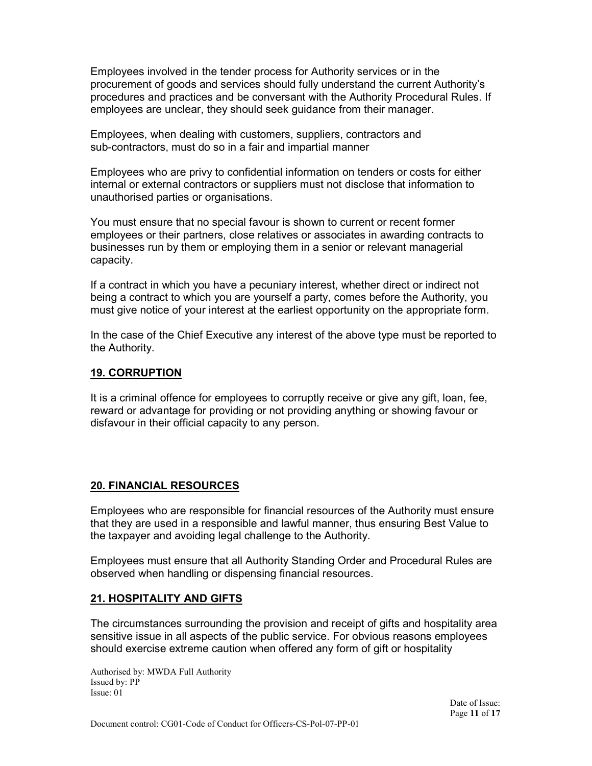Employees involved in the tender process for Authority services or in the procurement of goods and services should fully understand the current Authority's procedures and practices and be conversant with the Authority Procedural Rules. If employees are unclear, they should seek guidance from their manager.

Employees, when dealing with customers, suppliers, contractors and sub-contractors, must do so in a fair and impartial manner

Employees who are privy to confidential information on tenders or costs for either internal or external contractors or suppliers must not disclose that information to unauthorised parties or organisations.

You must ensure that no special favour is shown to current or recent former employees or their partners, close relatives or associates in awarding contracts to businesses run by them or employing them in a senior or relevant managerial capacity.

If a contract in which you have a pecuniary interest, whether direct or indirect not being a contract to which you are yourself a party, comes before the Authority, you must give notice of your interest at the earliest opportunity on the appropriate form.

In the case of the Chief Executive any interest of the above type must be reported to the Authority.

## 19. CORRUPTION

It is a criminal offence for employees to corruptly receive or give any gift, loan, fee, reward or advantage for providing or not providing anything or showing favour or disfavour in their official capacity to any person.

## 20. FINANCIAL RESOURCES

Employees who are responsible for financial resources of the Authority must ensure that they are used in a responsible and lawful manner, thus ensuring Best Value to the taxpayer and avoiding legal challenge to the Authority.

Employees must ensure that all Authority Standing Order and Procedural Rules are observed when handling or dispensing financial resources.

## 21. HOSPITALITY AND GIFTS

The circumstances surrounding the provision and receipt of gifts and hospitality area sensitive issue in all aspects of the public service. For obvious reasons employees should exercise extreme caution when offered any form of gift or hospitality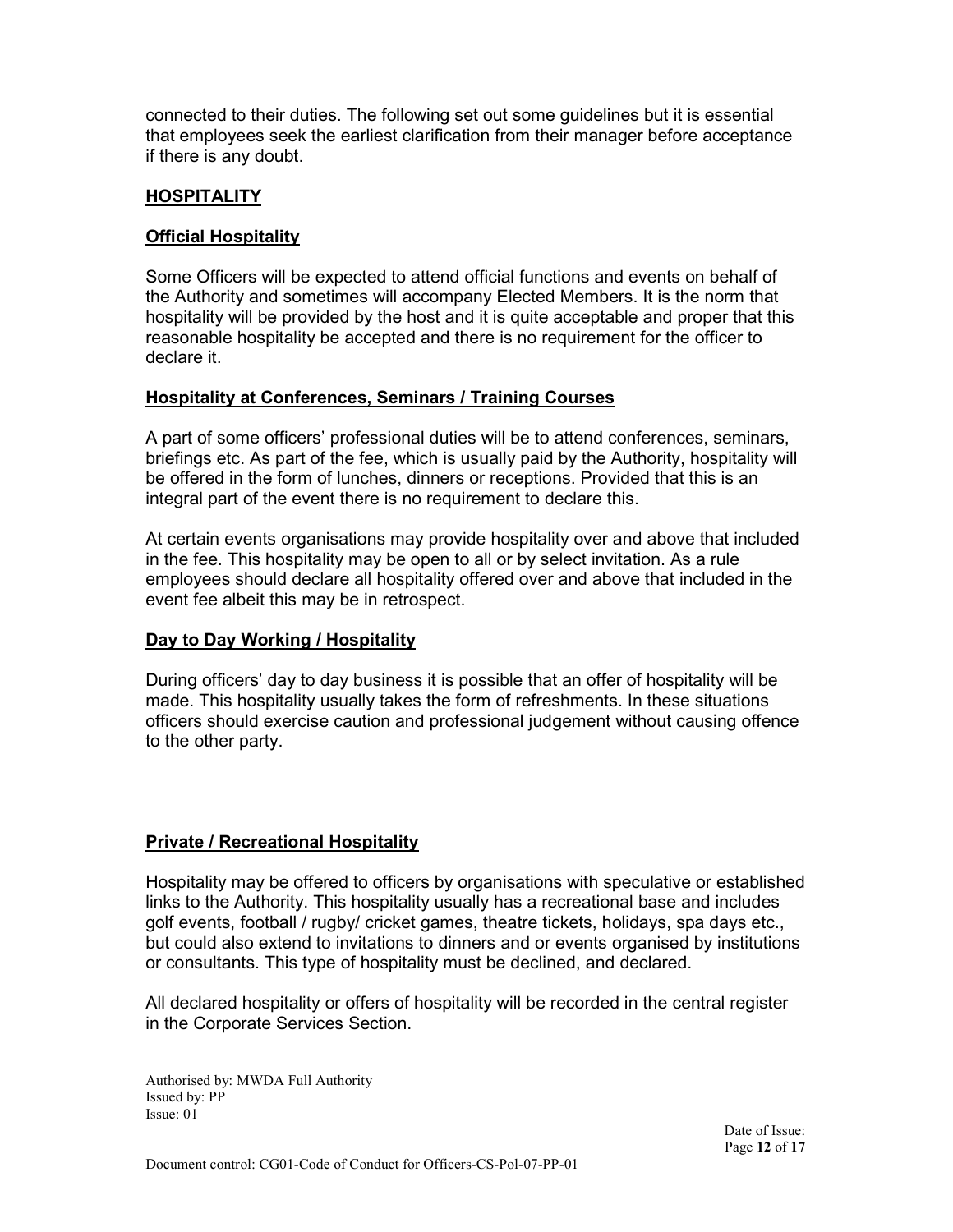connected to their duties. The following set out some guidelines but it is essential that employees seek the earliest clarification from their manager before acceptance if there is any doubt.

## HOSPITALITY

### Official Hospitality

Some Officers will be expected to attend official functions and events on behalf of the Authority and sometimes will accompany Elected Members. It is the norm that hospitality will be provided by the host and it is quite acceptable and proper that this reasonable hospitality be accepted and there is no requirement for the officer to declare it.

### Hospitality at Conferences, Seminars / Training Courses

A part of some officers' professional duties will be to attend conferences, seminars, briefings etc. As part of the fee, which is usually paid by the Authority, hospitality will be offered in the form of lunches, dinners or receptions. Provided that this is an integral part of the event there is no requirement to declare this.

At certain events organisations may provide hospitality over and above that included in the fee. This hospitality may be open to all or by select invitation. As a rule employees should declare all hospitality offered over and above that included in the event fee albeit this may be in retrospect.

### Day to Day Working / Hospitality

During officers' day to day business it is possible that an offer of hospitality will be made. This hospitality usually takes the form of refreshments. In these situations officers should exercise caution and professional judgement without causing offence to the other party.

### Private / Recreational Hospitality

Hospitality may be offered to officers by organisations with speculative or established links to the Authority. This hospitality usually has a recreational base and includes golf events, football / rugby/ cricket games, theatre tickets, holidays, spa days etc., but could also extend to invitations to dinners and or events organised by institutions or consultants. This type of hospitality must be declined, and declared.

All declared hospitality or offers of hospitality will be recorded in the central register in the Corporate Services Section.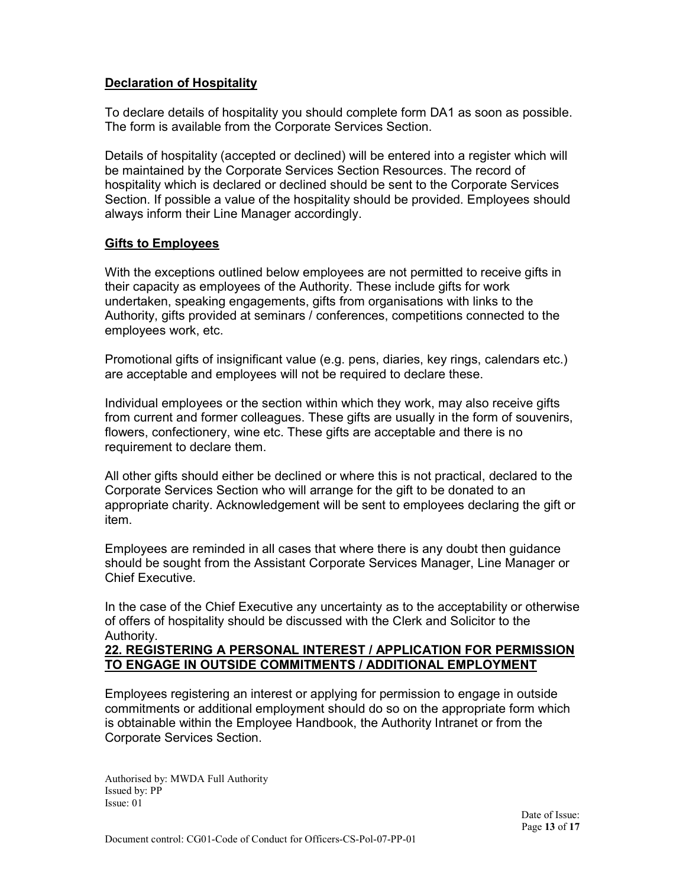**Declaration of Hospitality**

To declare details of hospitality you should complete form DA1 as soon as possible. The form is available from the Corporate Services Section.

Details of hospitality (accepted or declined) will be entered into a register which will be maintained by the Corporate Services Section Resources. The record of hospitality which is declared or declined should be sent to the Corporate Services Section. If possible a value of the hospitality should be provided. Employees should always inform their Line Manager accordingly.

**Gifts to Employees**

With the exceptions outlined below employees are not permitted to receive gifts in their capacity as employees of the Authority. These include gifts for work undertaken, speaking engagements, gifts from organisations with links to the Authority, gifts provided at seminars / conferences, competitions connected to the employees work, etc.

Promotional gifts of insignificant value (e.g. pens, diaries, key rings, calendars etc.) are acceptable and employees will not be required to declare these.

Individual employees or the section within which they work, may also receive gifts from current and former colleagues. These gifts are usually in the form of souvenirs, flowers, confectionery, wine etc. These gifts are acceptable and there is no requirement to declare them.

All other gifts should either be declined or where this is not practical, declared to the Corporate Services Section who will arrange for the gift to be donated to an appropriate charity. Acknowledgement will be sent to employees declaring the gift or item.

Employees are reminded in all cases that where there is any doubt then guidance should be sought from the Assistant Corporate Services Manager, Line Manager or Chief Executive.

In the case of the Chief Executive any uncertainty as to the acceptability or otherwise of offers of hospitality should be discussed with the Clerk and Solicitor to the Authority.

## 22. REGISTERING A PERSONAL INTEREST / APPLICATION FOR PERMISSION TO ENGAGE IN OUTSIDE COMMITMENTS / ADDITIONAL EMPLOYMENT

Employees registering an interest or applying for permission to engage in outside commitments or additional employment should do so on the appropriate form which is obtainable within the Employee Handbook, the Authority Intranet or from the Corporate Services Section.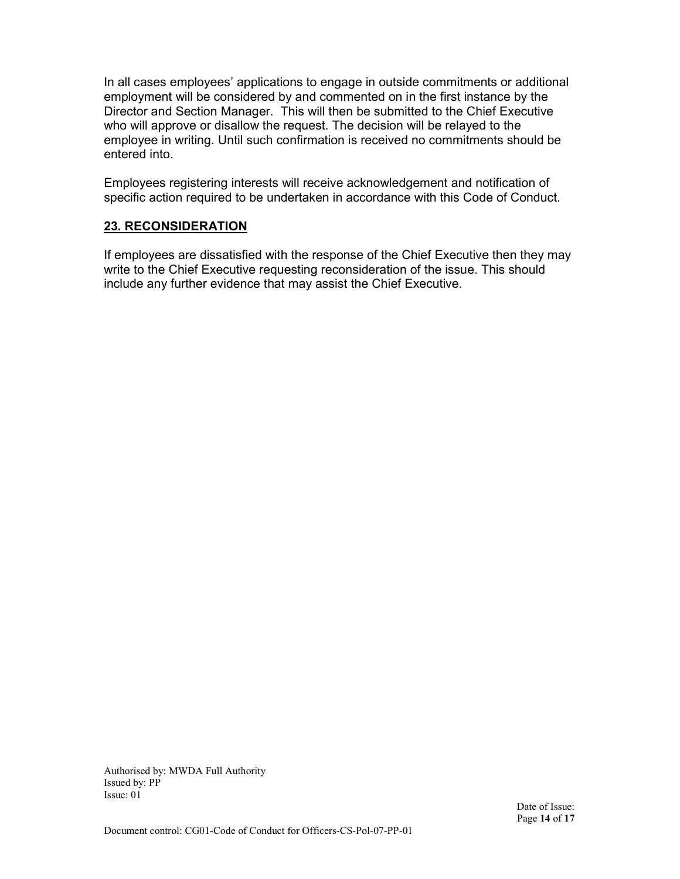In all cases employees' applications to engage in outside commitments or additional employment will be considered by and commented on in the first instance by the Director and Section Manager. This will then be submitted to the Chief Executive who will approve or disallow the request. The decision will be relayed to the employee in writing. Until such confirmation is received no commitments should be entered into.

Employees registering interests will receive acknowledgement and notification of specific action required to be undertaken in accordance with this Code of Conduct.

## 23. RECONSIDERATION

If employees are dissatisfied with the response of the Chief Executive then they may write to the Chief Executive requesting reconsideration of the issue. This should include any further evidence that may assist the Chief Executive.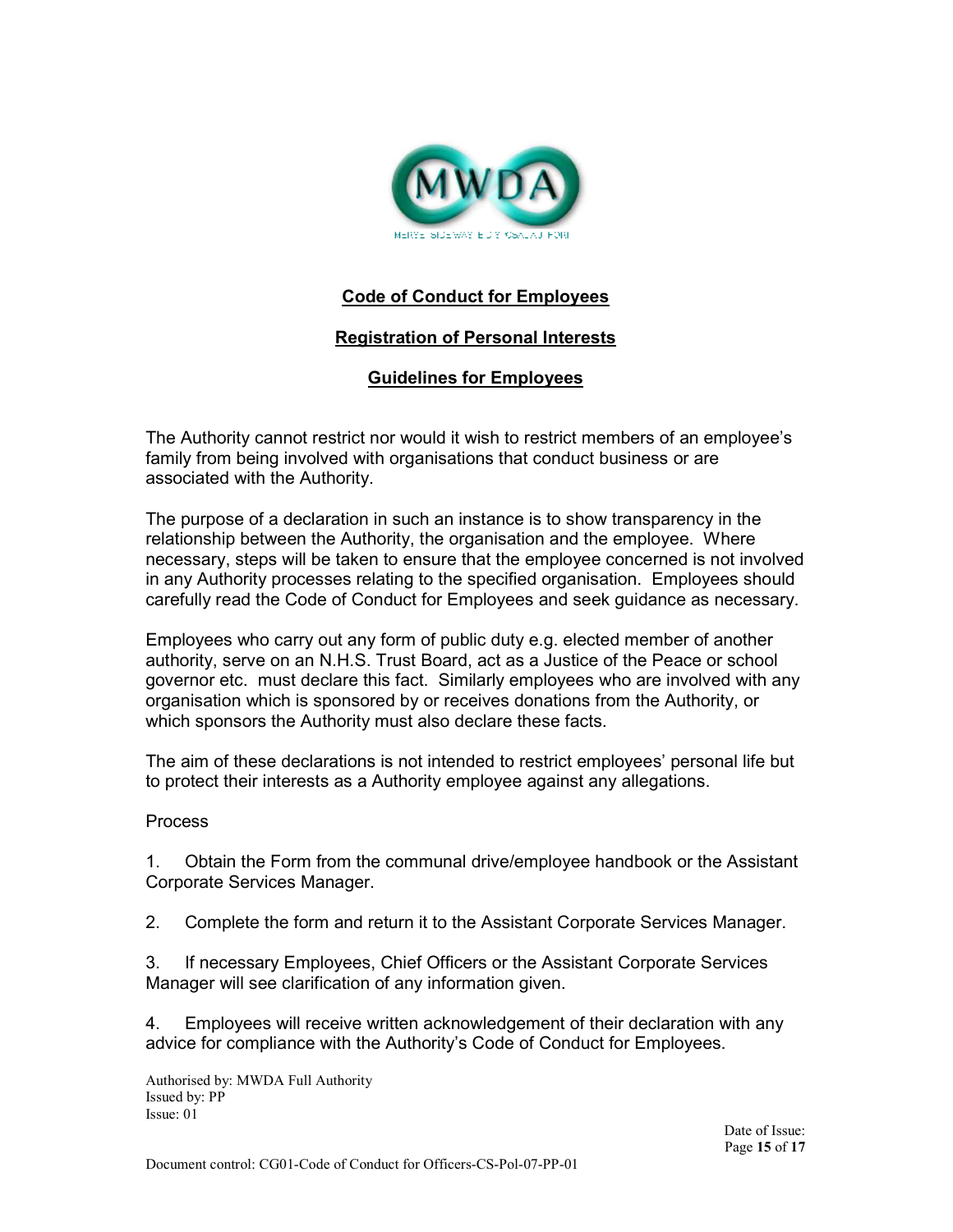## Code of Conduct for Employees

## Registration of Personal Interests

## Guidelines for Employees

The Authority cannot restrict nor would it wish to restrict members of an employee's family from being involved with organisations that conduct business or are associated with the Authority.

The purpose of a declaration in such an instance is to show transparency in the relationship between the Authority, the organisation and the employee. Where necessary, steps will be taken to ensure that the employee concerned is not involved in any Authority processes relating to the specified organisation. Employees should carefully read the Code of Conduct for Employees and seek guidance as necessary.

Employees who carry out any form of public duty e.g. elected member of another authority, serve on an N.H.S. Trust Board, act as a Justice of the Peace or school governor etc. must declare this fact. Similarly employees who are involved with any organisation which is sponsored by or receives donations from the Authority, or which sponsors the Authority must also declare these facts.

The aim of these declarations is not intended to restrict employees' personal life but to protect their interests as a Authority employee against any allegations.

Process

1. Obtain the Form from the communal drive/employee handbook or the Assistant Corporate Services Manager.

2. Complete the form and return it to the Assistant Corporate Services Manager.

3. If necessary Employees, Chief Officers or the Assistant Corporate Services Manager will see clarification of any information given.

4. Employees will receive written acknowledgement of their declaration with any advice for compliance with the Authority's Code of Conduct for Employees.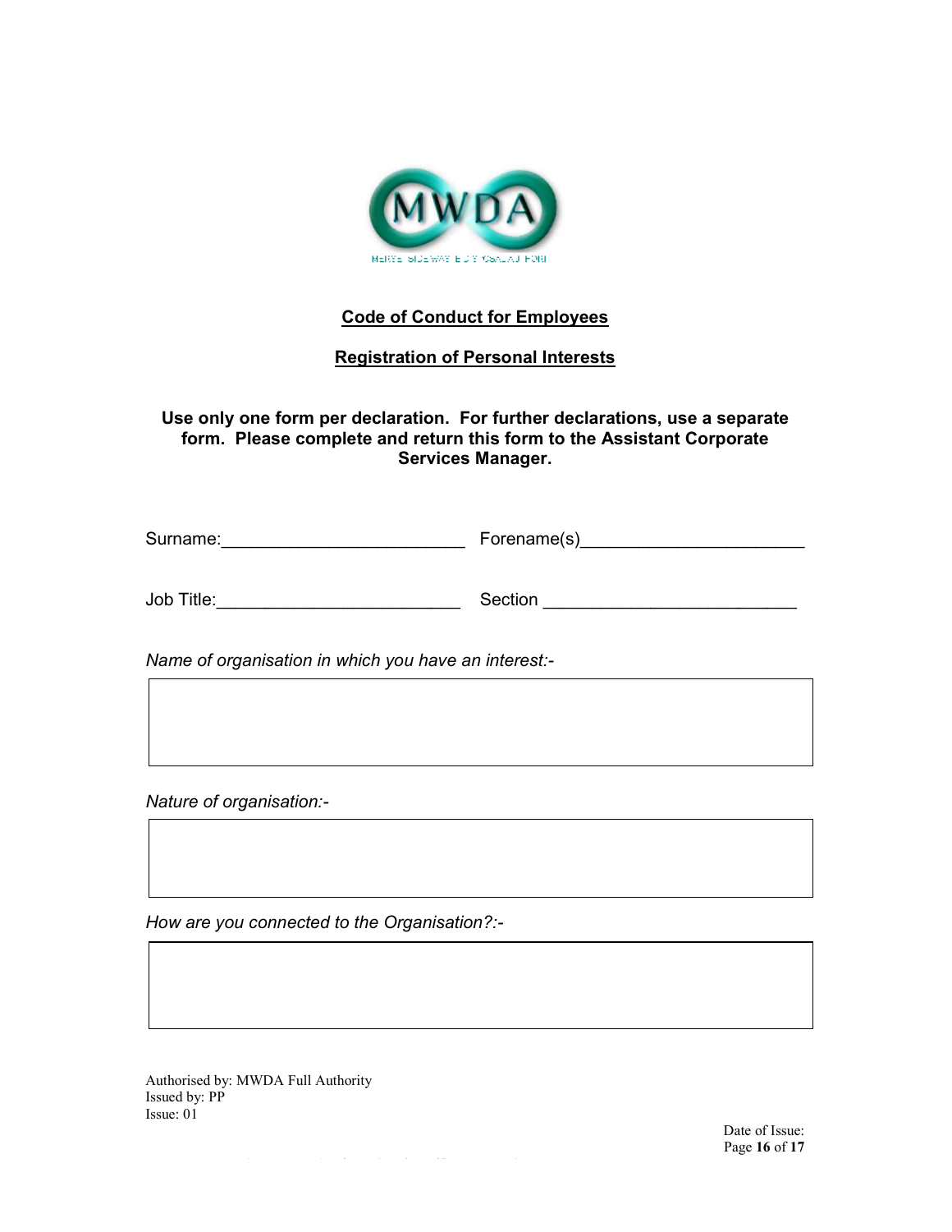## Code of Conduct for Employees

## Registration of Personal Interests

**Use only one form per declaration. For further declarations, use a separate form. Please complete and return this form to the Assistant Corporate Services Manager.**

Surname:________________________ Forename(s)______________________

Job Title:________________________ Section ________________________

*Name of organisation in which you have an interest:-*

| |
|---|
| |

*Nature of organisation:-*

| |
|---|
| |

*How are you connected to the Organisation?:-*

| |
|---|
| |

Authorised by: MWDA Full Authority
Issued by: PP
Issue: 01

Date of Issue: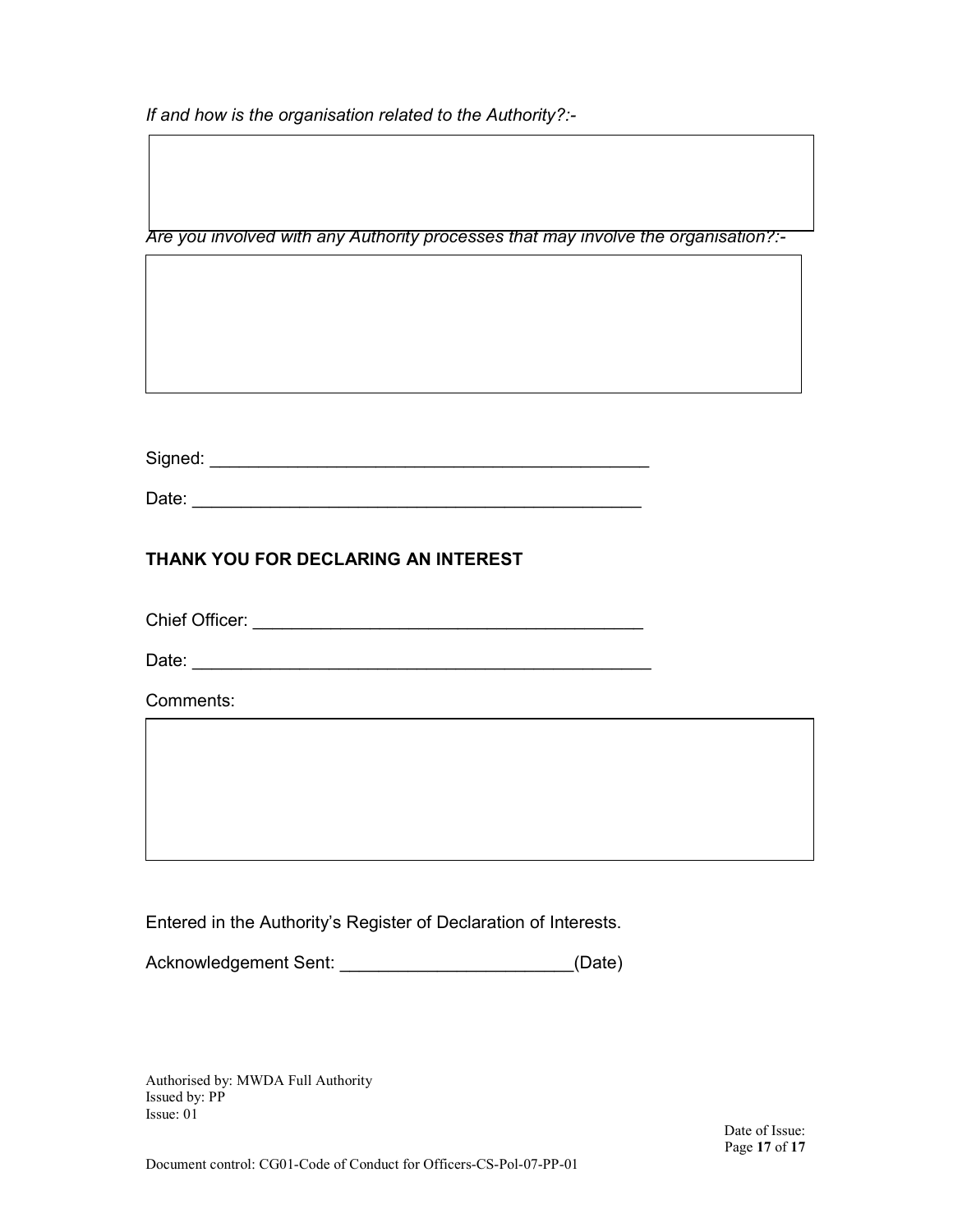*If and how is the organisation related to the Authority?:-*

*Are you involved with any Authority processes that may involve the organisation?:-*

Signed: ____________________________________________

Date: ____________________________________________

**THANK YOU FOR DECLARING AN INTEREST**

Chief Officer: ______________________________________

Date: ____________________________________________

Comments:

Entered in the Authority's Register of Declaration of Interests.

Acknowledgement Sent: _______________________(Date)

Authorised by: MWDA Full Authority
Issued by: PP
Issue: 01

Date of Issue:

Document control: CG01-Code of Conduct for Officers-CS-Pol-07-PP-01